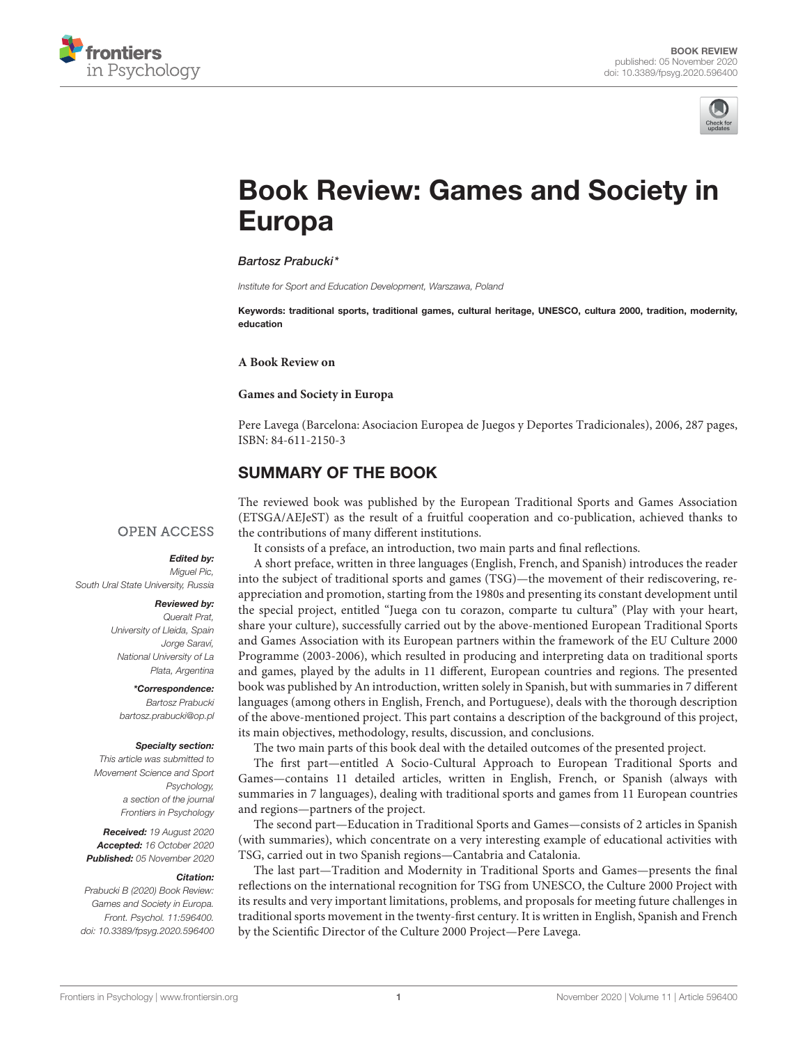BOOK REVIEW
published: 05 November 2020
doi: 10.3389/fpsyg.2020.596400

# Book Review: Games and Society in Europa

*Bartosz Prabucki**

*Institute for Sport and Education Development, Warszawa, Poland*

**Keywords: traditional sports, traditional games, cultural heritage, UNESCO, cultura 2000, tradition, modernity, education**

**A Book Review on**

**Games and Society in Europa**

Pere Lavega (Barcelona: Asociacion Europea de Juegos y Deportes Tradicionales), 2006, 287 pages, ISBN: 84-611-2150-3

OPEN ACCESS

***Edited by:***
Miguel Pic,
South Ural State University, Russia

***Reviewed by:***
Queralt Prat,
University of Lleida, Spain
Jorge Saraví,
National University of La Plata, Argentina

***\*Correspondence:***
Bartosz Prabucki
bartosz.prabucki@op.pl

***Specialty section:***
This article was submitted to Movement Science and Sport Psychology, a section of the journal Frontiers in Psychology

***Received:*** 19 August 2020
***Accepted:*** 16 October 2020
***Published:*** 05 November 2020

***Citation:***
Prabucki B (2020) Book Review: Games and Society in Europa. Front. Psychol. 11:596400. doi: 10.3389/fpsyg.2020.596400

## SUMMARY OF THE BOOK

The reviewed book was published by the European Traditional Sports and Games Association (ETSGA/AEJeST) as the result of a fruitful cooperation and co-publication, achieved thanks to the contributions of many different institutions.

It consists of a preface, an introduction, two main parts and final reflections.

A short preface, written in three languages (English, French, and Spanish) introduces the reader into the subject of traditional sports and games (TSG)—the movement of their rediscovering, re-appreciation and promotion, starting from the 1980s and presenting its constant development until the special project, entitled "Juega con tu corazon, comparte tu cultura" (Play with your heart, share your culture), successfully carried out by the above-mentioned European Traditional Sports and Games Association with its European partners within the framework of the EU Culture 2000 Programme (2003-2006), which resulted in producing and interpreting data on traditional sports and games, played by the adults in 11 different, European countries and regions. The presented book was published by An introduction, written solely in Spanish, but with summaries in 7 different languages (among others in English, French, and Portuguese), deals with the thorough description of the above-mentioned project. This part contains a description of the background of this project, its main objectives, methodology, results, discussion, and conclusions.

The two main parts of this book deal with the detailed outcomes of the presented project.

The first part—entitled A Socio-Cultural Approach to European Traditional Sports and Games—contains 11 detailed articles, written in English, French, or Spanish (always with summaries in 7 languages), dealing with traditional sports and games from 11 European countries and regions—partners of the project.

The second part—Education in Traditional Sports and Games—consists of 2 articles in Spanish (with summaries), which concentrate on a very interesting example of educational activities with TSG, carried out in two Spanish regions—Cantabria and Catalonia.

The last part—Tradition and Modernity in Traditional Sports and Games—presents the final reflections on the international recognition for TSG from UNESCO, the Culture 2000 Project with its results and very important limitations, problems, and proposals for meeting future challenges in traditional sports movement in the twenty-first century. It is written in English, Spanish and French by the Scientific Director of the Culture 2000 Project—Pere Lavega.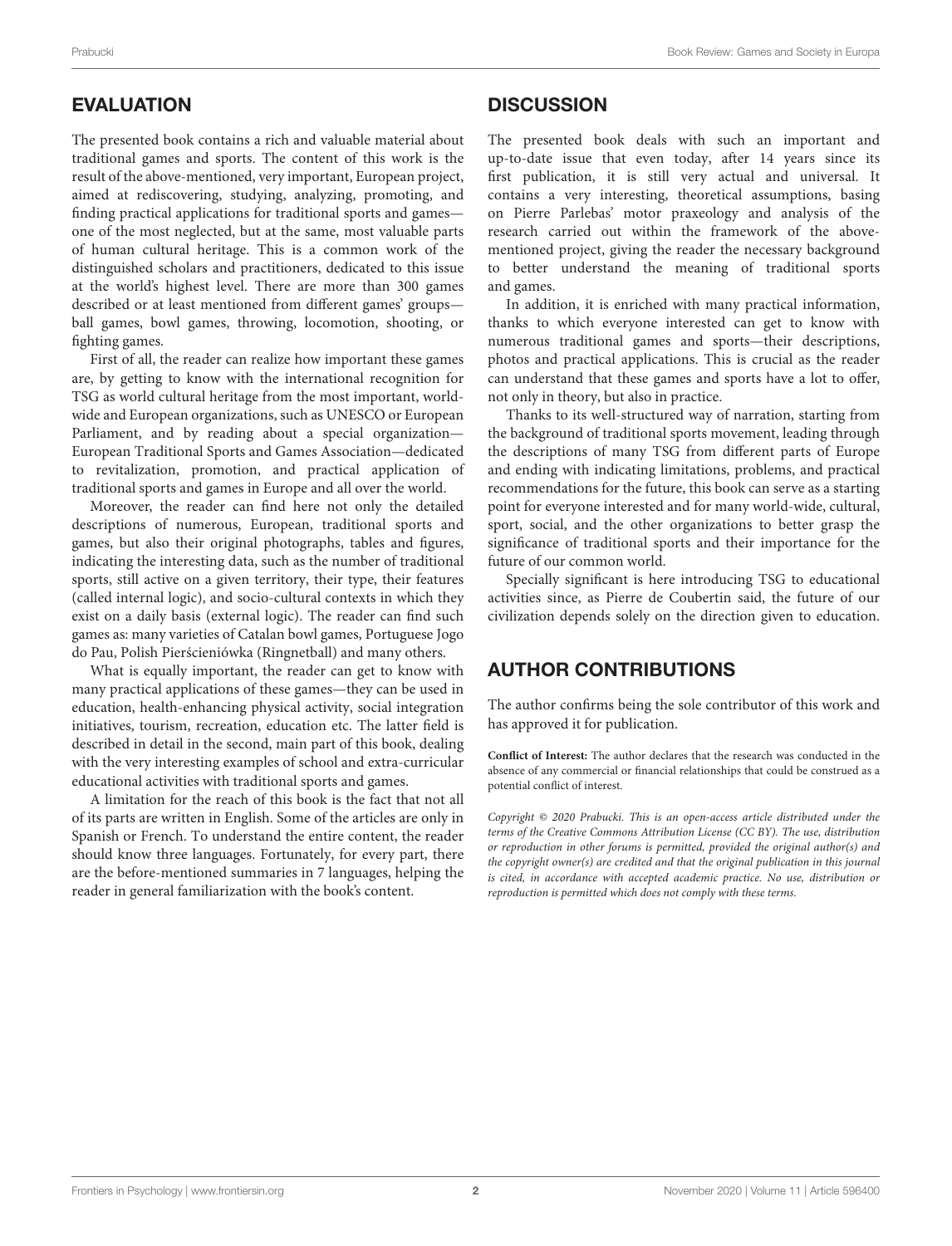## EVALUATION

The presented book contains a rich and valuable material about traditional games and sports. The content of this work is the result of the above-mentioned, very important, European project, aimed at rediscovering, studying, analyzing, promoting, and finding practical applications for traditional sports and games—one of the most neglected, but at the same, most valuable parts of human cultural heritage. This is a common work of the distinguished scholars and practitioners, dedicated to this issue at the world's highest level. There are more than 300 games described or at least mentioned from different games' groups—ball games, bowl games, throwing, locomotion, shooting, or fighting games.

First of all, the reader can realize how important these games are, by getting to know with the international recognition for TSG as world cultural heritage from the most important, world-wide and European organizations, such as UNESCO or European Parliament, and by reading about a special organization—European Traditional Sports and Games Association—dedicated to revitalization, promotion, and practical application of traditional sports and games in Europe and all over the world.

Moreover, the reader can find here not only the detailed descriptions of numerous, European, traditional sports and games, but also their original photographs, tables and figures, indicating the interesting data, such as the number of traditional sports, still active on a given territory, their type, their features (called internal logic), and socio-cultural contexts in which they exist on a daily basis (external logic). The reader can find such games as: many varieties of Catalan bowl games, Portuguese Jogo do Pau, Polish Pierścieniówka (Ringnetball) and many others.

What is equally important, the reader can get to know with many practical applications of these games—they can be used in education, health-enhancing physical activity, social integration initiatives, tourism, recreation, education etc. The latter field is described in detail in the second, main part of this book, dealing with the very interesting examples of school and extra-curricular educational activities with traditional sports and games.

A limitation for the reach of this book is the fact that not all of its parts are written in English. Some of the articles are only in Spanish or French. To understand the entire content, the reader should know three languages. Fortunately, for every part, there are the before-mentioned summaries in 7 languages, helping the reader in general familiarization with the book's content.

## DISCUSSION

The presented book deals with such an important and up-to-date issue that even today, after 14 years since its first publication, it is still very actual and universal. It contains a very interesting, theoretical assumptions, basing on Pierre Parlebas' motor praxeology and analysis of the research carried out within the framework of the above-mentioned project, giving the reader the necessary background to better understand the meaning of traditional sports and games.

In addition, it is enriched with many practical information, thanks to which everyone interested can get to know with numerous traditional games and sports—their descriptions, photos and practical applications. This is crucial as the reader can understand that these games and sports have a lot to offer, not only in theory, but also in practice.

Thanks to its well-structured way of narration, starting from the background of traditional sports movement, leading through the descriptions of many TSG from different parts of Europe and ending with indicating limitations, problems, and practical recommendations for the future, this book can serve as a starting point for everyone interested and for many world-wide, cultural, sport, social, and the other organizations to better grasp the significance of traditional sports and their importance for the future of our common world.

Specially significant is here introducing TSG to educational activities since, as Pierre de Coubertin said, the future of our civilization depends solely on the direction given to education.

## AUTHOR CONTRIBUTIONS

The author confirms being the sole contributor of this work and has approved it for publication.

**Conflict of Interest:** The author declares that the research was conducted in the absence of any commercial or financial relationships that could be construed as a potential conflict of interest.

*Copyright © 2020 Prabucki. This is an open-access article distributed under the terms of the Creative Commons Attribution License (CC BY). The use, distribution or reproduction in other forums is permitted, provided the original author(s) and the copyright owner(s) are credited and that the original publication in this journal is cited, in accordance with accepted academic practice. No use, distribution or reproduction is permitted which does not comply with these terms.*